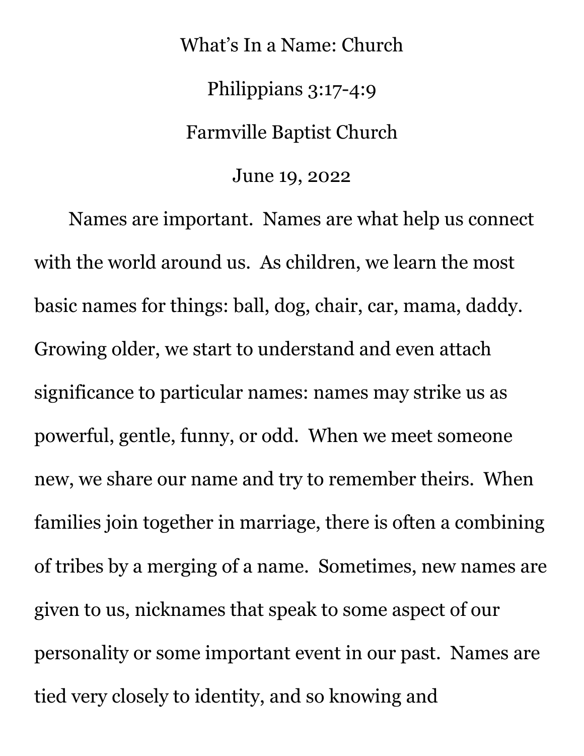# What's In a Name: Church

Philippians 3:17-4:9

Farmville Baptist Church

June 19, 2022

Names are important. Names are what help us connect with the world around us. As children, we learn the most basic names for things: ball, dog, chair, car, mama, daddy. Growing older, we start to understand and even attach significance to particular names: names may strike us as powerful, gentle, funny, or odd. When we meet someone new, we share our name and try to remember theirs. When families join together in marriage, there is often a combining of tribes by a merging of a name. Sometimes, new names are given to us, nicknames that speak to some aspect of our personality or some important event in our past. Names are tied very closely to identity, and so knowing and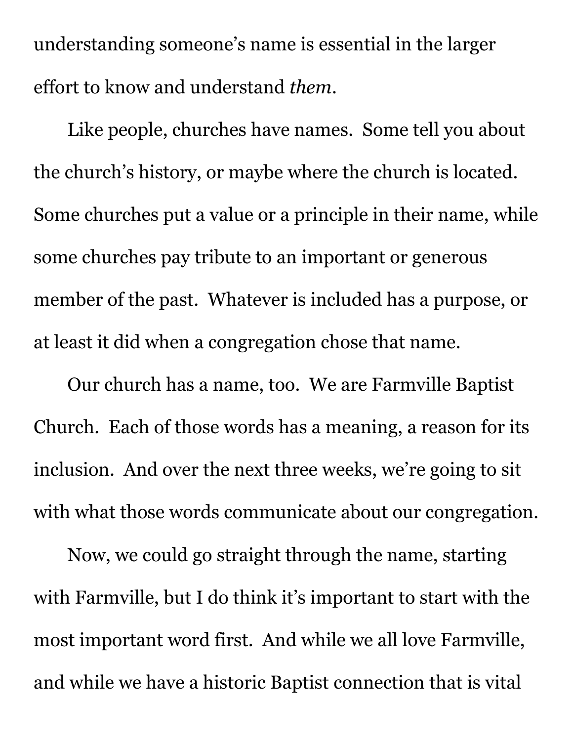understanding someone's name is essential in the larger effort to know and understand *them*.

Like people, churches have names. Some tell you about the church's history, or maybe where the church is located. Some churches put a value or a principle in their name, while some churches pay tribute to an important or generous member of the past. Whatever is included has a purpose, or at least it did when a congregation chose that name.

Our church has a name, too. We are Farmville Baptist Church. Each of those words has a meaning, a reason for its inclusion. And over the next three weeks, we're going to sit with what those words communicate about our congregation.

Now, we could go straight through the name, starting with Farmville, but I do think it's important to start with the most important word first. And while we all love Farmville, and while we have a historic Baptist connection that is vital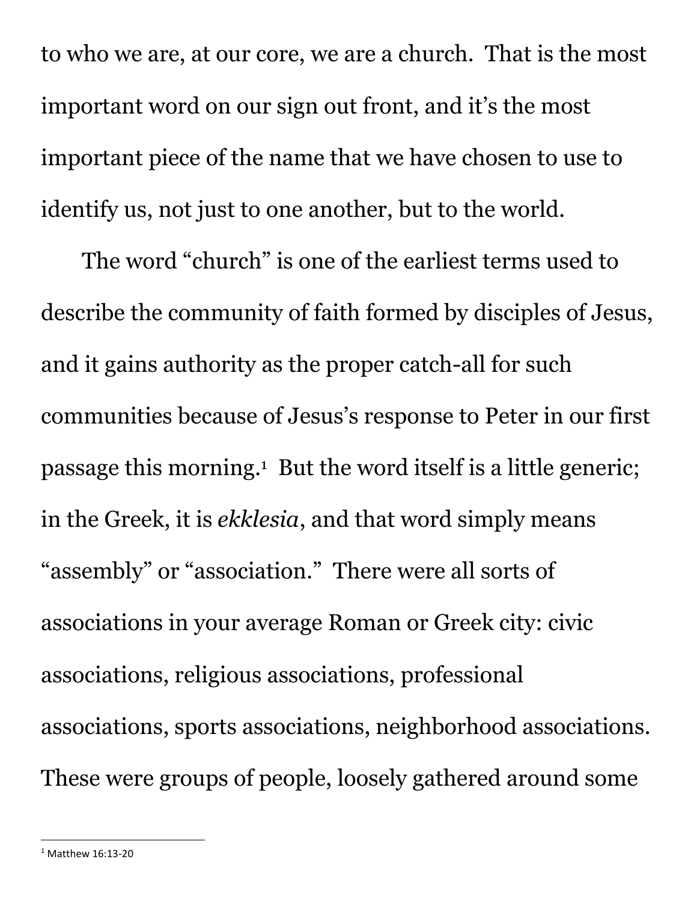to who we are, at our core, we are a church. That is the most important word on our sign out front, and it's the most important piece of the name that we have chosen to use to identify us, not just to one another, but to the world.

The word "church" is one of the earliest terms used to describe the community of faith formed by disciples of Jesus, and it gains authority as the proper catch-all for such communities because of Jesus's response to Peter in our first passage this morning.[1] But the word itself is a little generic; in the Greek, it is *ekklesia*, and that word simply means "assembly" or "association." There were all sorts of associations in your average Roman or Greek city: civic associations, religious associations, professional associations, sports associations, neighborhood associations. These were groups of people, loosely gathered around some

---

[1] Matthew 16:13-20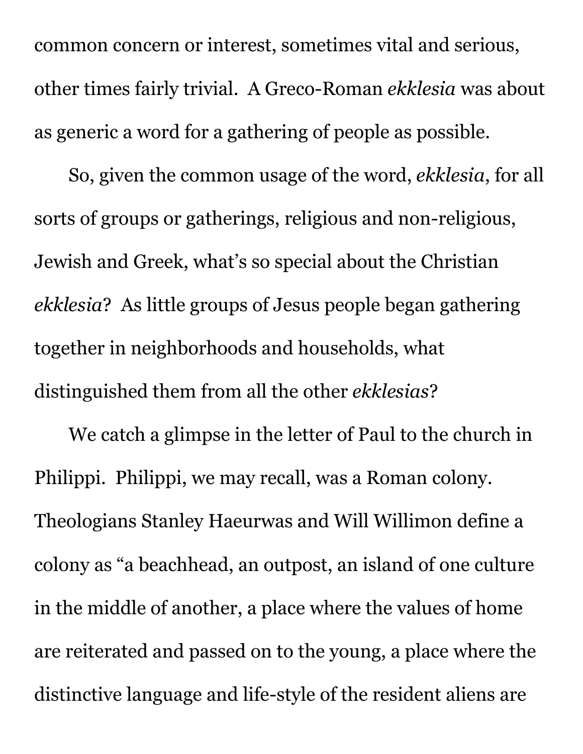common concern or interest, sometimes vital and serious, other times fairly trivial. A Greco-Roman *ekklesia* was about as generic a word for a gathering of people as possible.

So, given the common usage of the word, *ekklesia*, for all sorts of groups or gatherings, religious and non-religious, Jewish and Greek, what's so special about the Christian *ekklesia*? As little groups of Jesus people began gathering together in neighborhoods and households, what distinguished them from all the other *ekklesias*?

We catch a glimpse in the letter of Paul to the church in Philippi. Philippi, we may recall, was a Roman colony. Theologians Stanley Haeurwas and Will Willimon define a colony as "a beachhead, an outpost, an island of one culture in the middle of another, a place where the values of home are reiterated and passed on to the young, a place where the distinctive language and life-style of the resident aliens are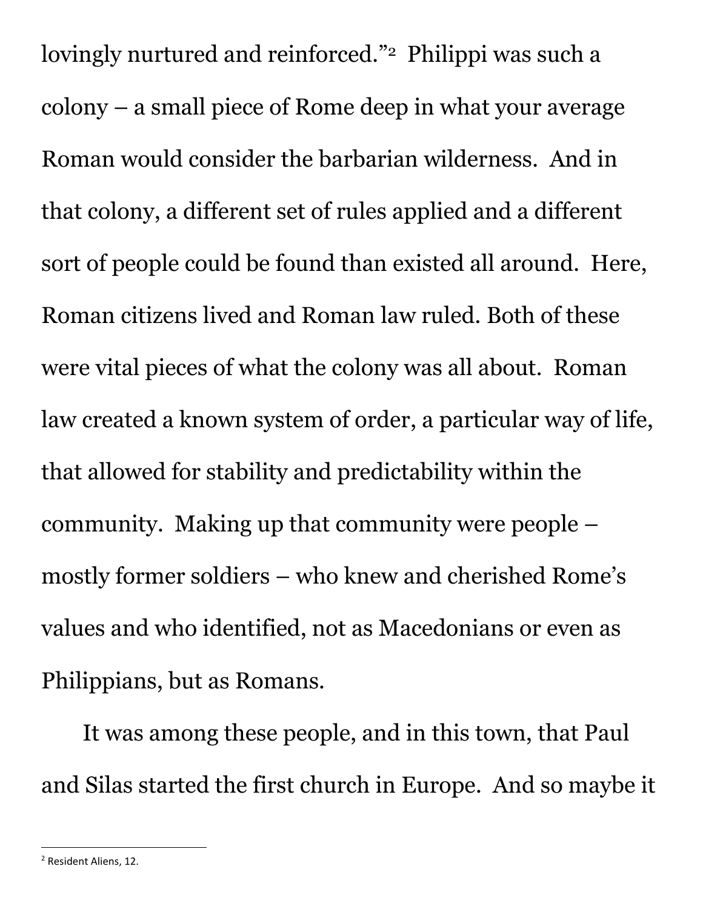lovingly nurtured and reinforced."[2] Philippi was such a colony – a small piece of Rome deep in what your average Roman would consider the barbarian wilderness. And in that colony, a different set of rules applied and a different sort of people could be found than existed all around. Here, Roman citizens lived and Roman law ruled. Both of these were vital pieces of what the colony was all about. Roman law created a known system of order, a particular way of life, that allowed for stability and predictability within the community. Making up that community were people – mostly former soldiers – who knew and cherished Rome's values and who identified, not as Macedonians or even as Philippians, but as Romans.

It was among these people, and in this town, that Paul and Silas started the first church in Europe. And so maybe it

---

[2] Resident Aliens, 12.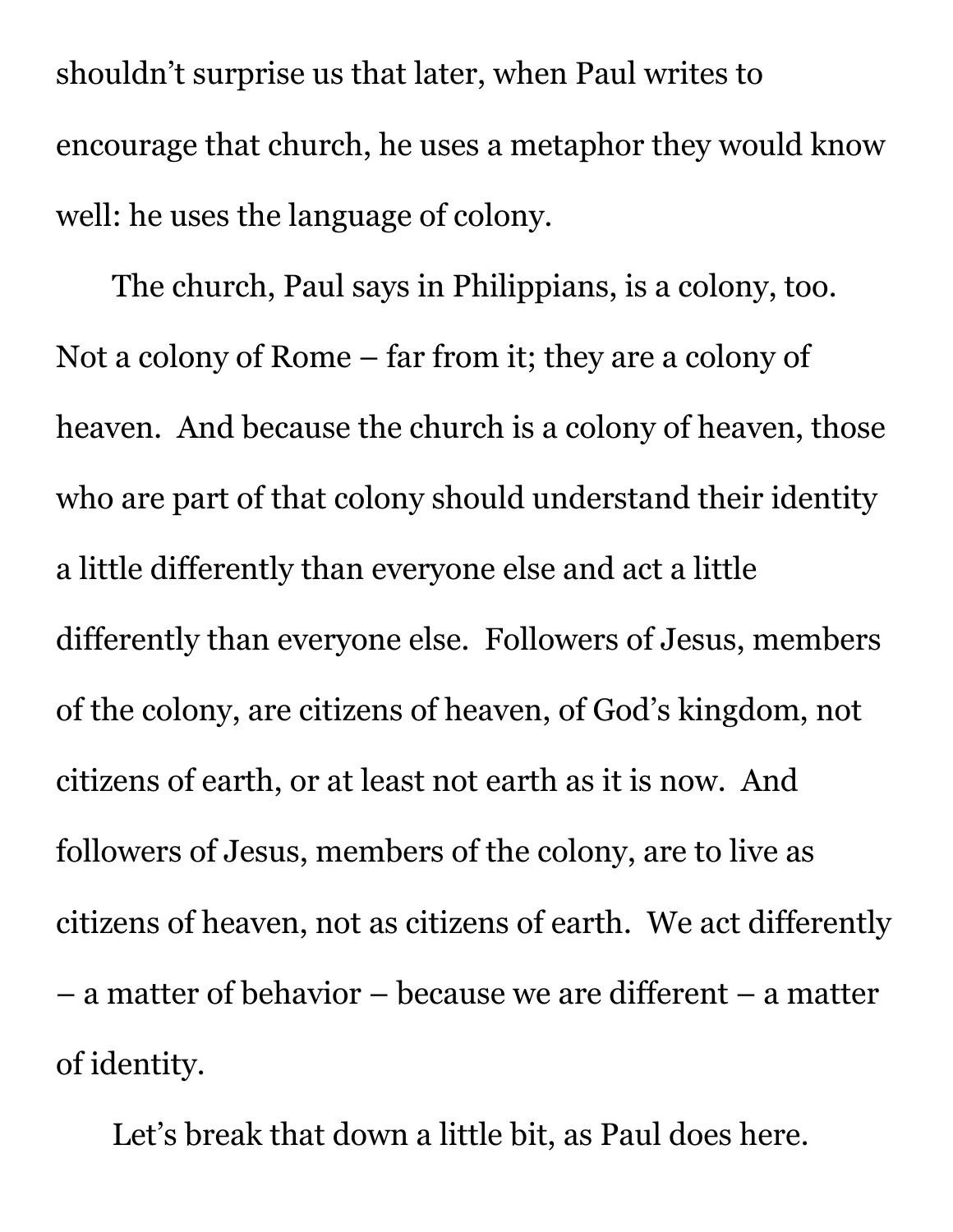shouldn't surprise us that later, when Paul writes to encourage that church, he uses a metaphor they would know well: he uses the language of colony.

The church, Paul says in Philippians, is a colony, too. Not a colony of Rome – far from it; they are a colony of heaven. And because the church is a colony of heaven, those who are part of that colony should understand their identity a little differently than everyone else and act a little differently than everyone else. Followers of Jesus, members of the colony, are citizens of heaven, of God's kingdom, not citizens of earth, or at least not earth as it is now. And followers of Jesus, members of the colony, are to live as citizens of heaven, not as citizens of earth. We act differently – a matter of behavior – because we are different – a matter of identity.

Let's break that down a little bit, as Paul does here.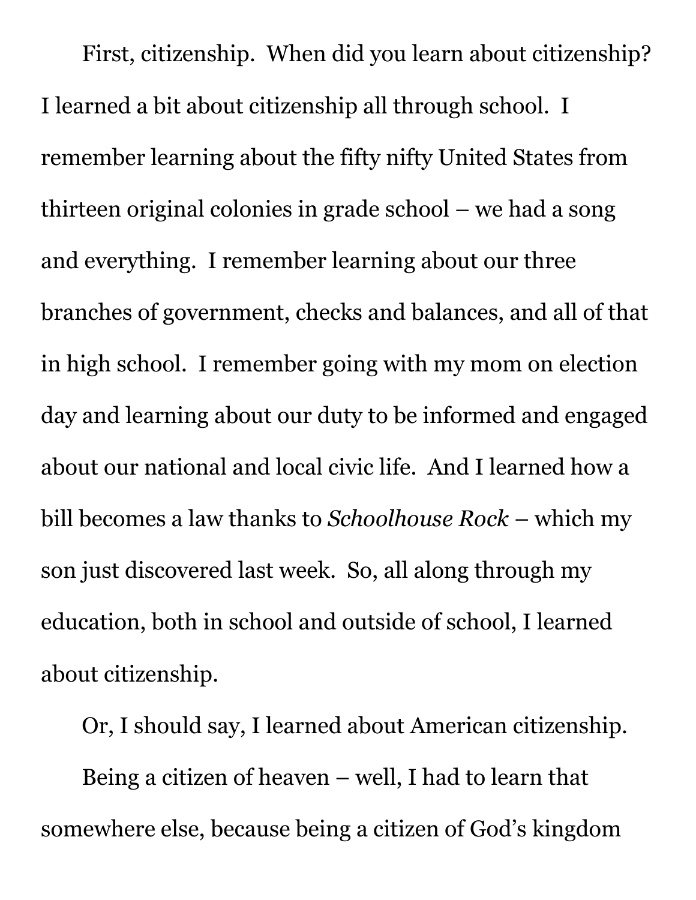First, citizenship. When did you learn about citizenship? I learned a bit about citizenship all through school. I remember learning about the fifty nifty United States from thirteen original colonies in grade school – we had a song and everything. I remember learning about our three branches of government, checks and balances, and all of that in high school. I remember going with my mom on election day and learning about our duty to be informed and engaged about our national and local civic life. And I learned how a bill becomes a law thanks to *Schoolhouse Rock* – which my son just discovered last week. So, all along through my education, both in school and outside of school, I learned about citizenship.

Or, I should say, I learned about American citizenship.

Being a citizen of heaven – well, I had to learn that somewhere else, because being a citizen of God's kingdom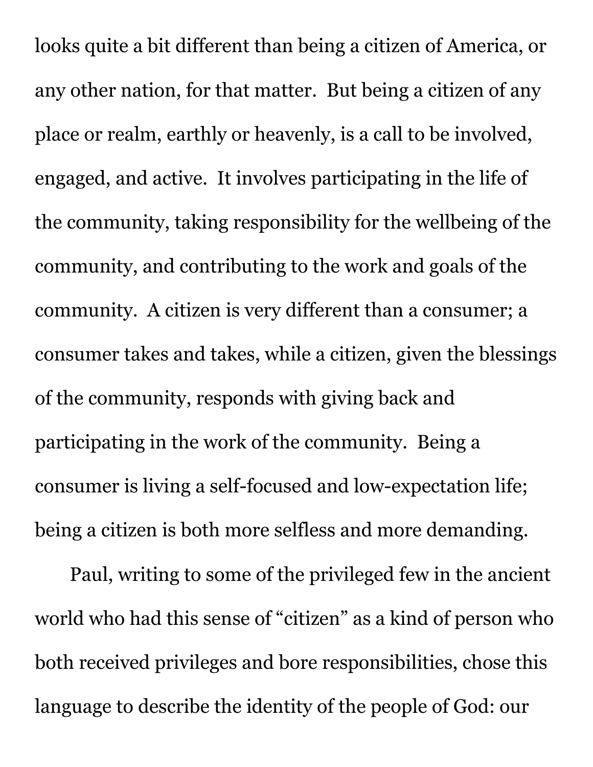looks quite a bit different than being a citizen of America, or any other nation, for that matter. But being a citizen of any place or realm, earthly or heavenly, is a call to be involved, engaged, and active. It involves participating in the life of the community, taking responsibility for the wellbeing of the community, and contributing to the work and goals of the community. A citizen is very different than a consumer; a consumer takes and takes, while a citizen, given the blessings of the community, responds with giving back and participating in the work of the community. Being a consumer is living a self-focused and low-expectation life; being a citizen is both more selfless and more demanding.

Paul, writing to some of the privileged few in the ancient world who had this sense of "citizen" as a kind of person who both received privileges and bore responsibilities, chose this language to describe the identity of the people of God: our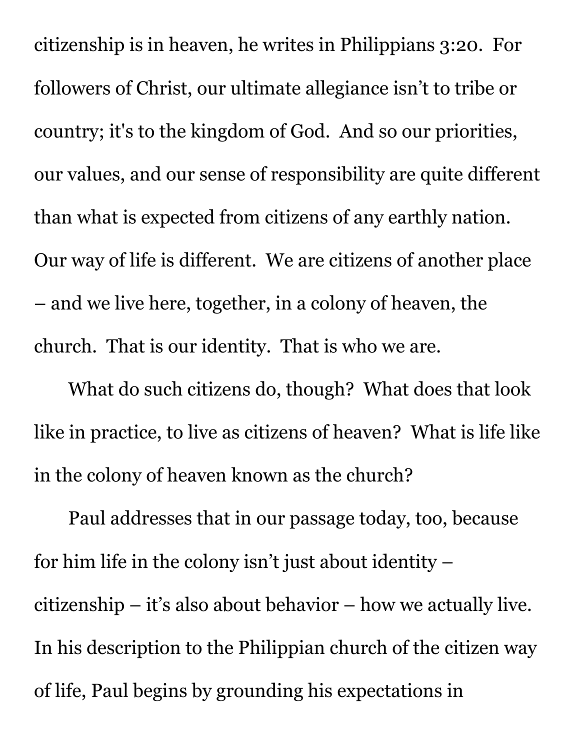citizenship is in heaven, he writes in Philippians 3:20. For followers of Christ, our ultimate allegiance isn't to tribe or country; it's to the kingdom of God. And so our priorities, our values, and our sense of responsibility are quite different than what is expected from citizens of any earthly nation. Our way of life is different. We are citizens of another place – and we live here, together, in a colony of heaven, the church. That is our identity. That is who we are.

What do such citizens do, though? What does that look like in practice, to live as citizens of heaven? What is life like in the colony of heaven known as the church?

Paul addresses that in our passage today, too, because for him life in the colony isn't just about identity – citizenship – it's also about behavior – how we actually live. In his description to the Philippian church of the citizen way of life, Paul begins by grounding his expectations in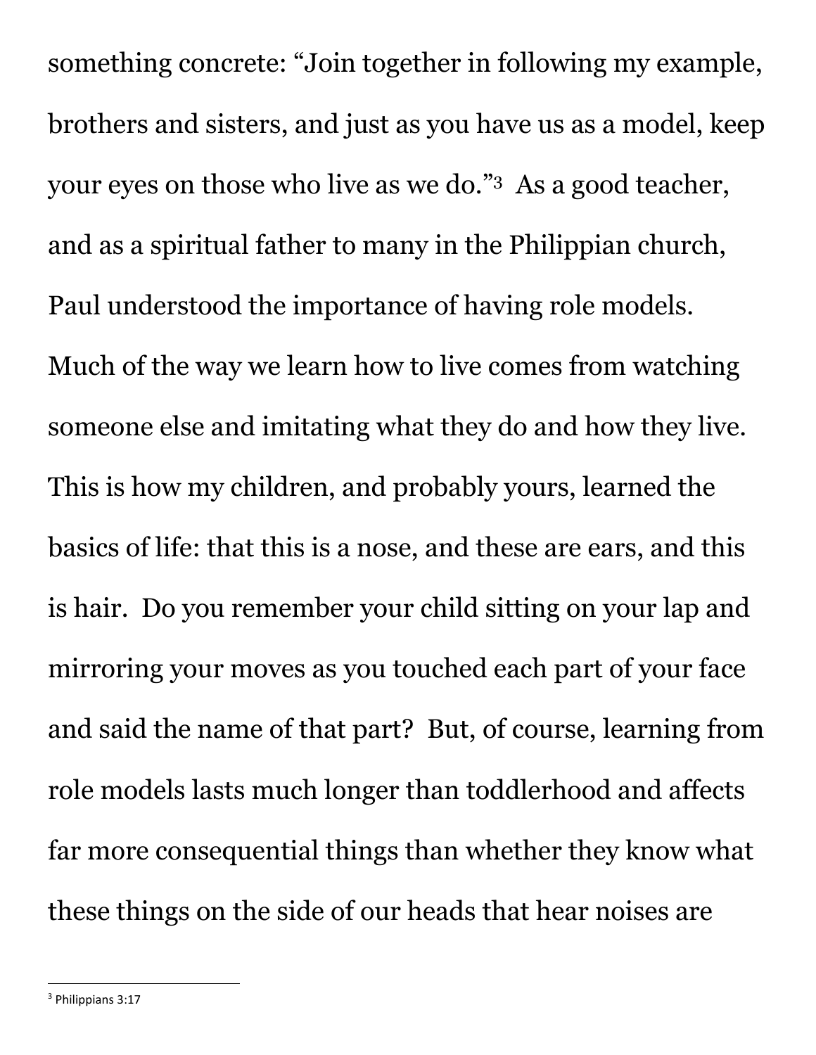something concrete: "Join together in following my example, brothers and sisters, and just as you have us as a model, keep your eyes on those who live as we do."[3] As a good teacher, and as a spiritual father to many in the Philippian church, Paul understood the importance of having role models. Much of the way we learn how to live comes from watching someone else and imitating what they do and how they live. This is how my children, and probably yours, learned the basics of life: that this is a nose, and these are ears, and this is hair. Do you remember your child sitting on your lap and mirroring your moves as you touched each part of your face and said the name of that part? But, of course, learning from role models lasts much longer than toddlerhood and affects far more consequential things than whether they know what these things on the side of our heads that hear noises are

---

[3] Philippians 3:17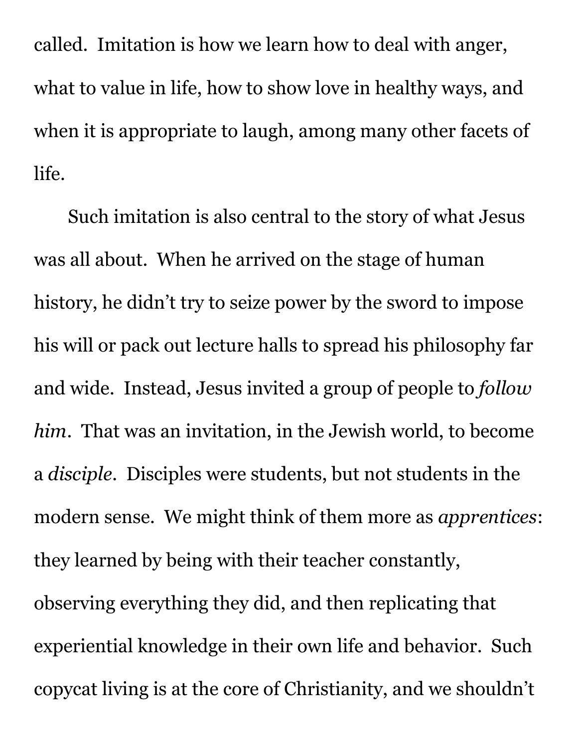called. Imitation is how we learn how to deal with anger, what to value in life, how to show love in healthy ways, and when it is appropriate to laugh, among many other facets of life.

Such imitation is also central to the story of what Jesus was all about. When he arrived on the stage of human history, he didn't try to seize power by the sword to impose his will or pack out lecture halls to spread his philosophy far and wide. Instead, Jesus invited a group of people to *follow him*. That was an invitation, in the Jewish world, to become a *disciple*. Disciples were students, but not students in the modern sense. We might think of them more as *apprentices*: they learned by being with their teacher constantly, observing everything they did, and then replicating that experiential knowledge in their own life and behavior. Such copycat living is at the core of Christianity, and we shouldn't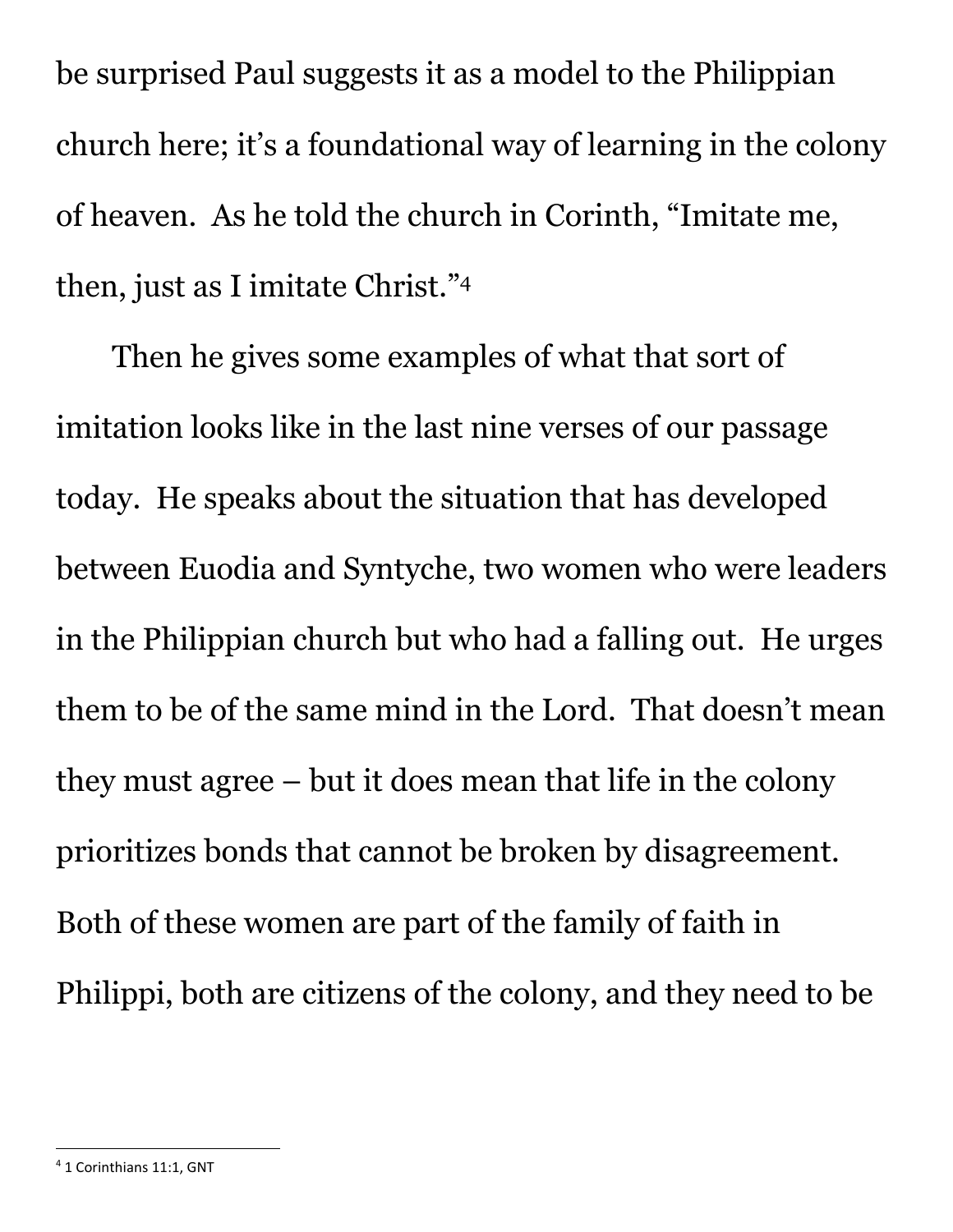be surprised Paul suggests it as a model to the Philippian church here; it's a foundational way of learning in the colony of heaven. As he told the church in Corinth, "Imitate me, then, just as I imitate Christ."[4]

Then he gives some examples of what that sort of imitation looks like in the last nine verses of our passage today. He speaks about the situation that has developed between Euodia and Syntyche, two women who were leaders in the Philippian church but who had a falling out. He urges them to be of the same mind in the Lord. That doesn't mean they must agree – but it does mean that life in the colony prioritizes bonds that cannot be broken by disagreement. Both of these women are part of the family of faith in Philippi, both are citizens of the colony, and they need to be

---

[4] 1 Corinthians 11:1, GNT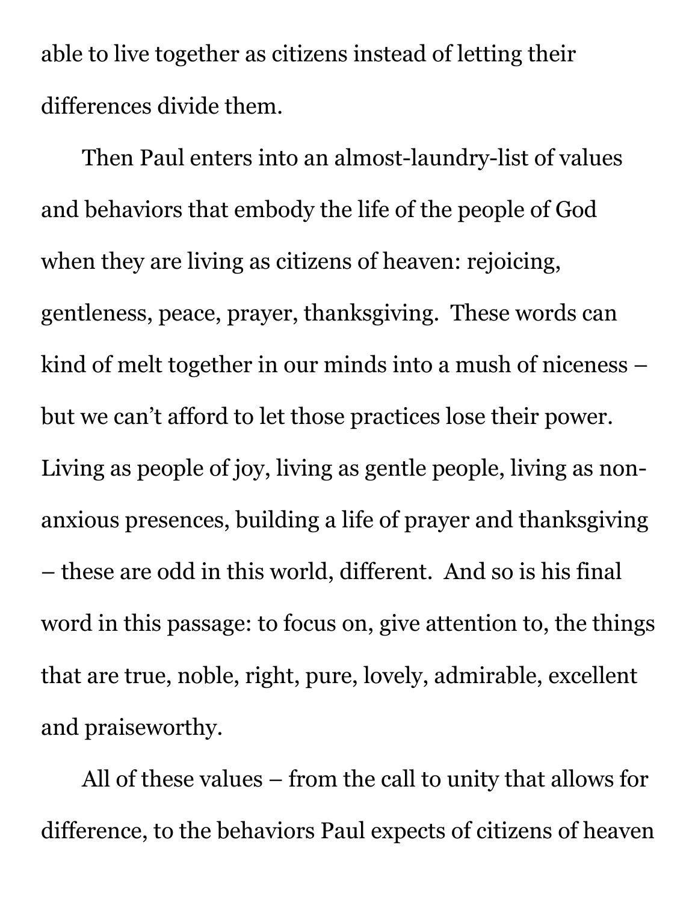able to live together as citizens instead of letting their differences divide them.

Then Paul enters into an almost-laundry-list of values and behaviors that embody the life of the people of God when they are living as citizens of heaven: rejoicing, gentleness, peace, prayer, thanksgiving. These words can kind of melt together in our minds into a mush of niceness – but we can't afford to let those practices lose their power. Living as people of joy, living as gentle people, living as non-anxious presences, building a life of prayer and thanksgiving – these are odd in this world, different. And so is his final word in this passage: to focus on, give attention to, the things that are true, noble, right, pure, lovely, admirable, excellent and praiseworthy.

All of these values – from the call to unity that allows for difference, to the behaviors Paul expects of citizens of heaven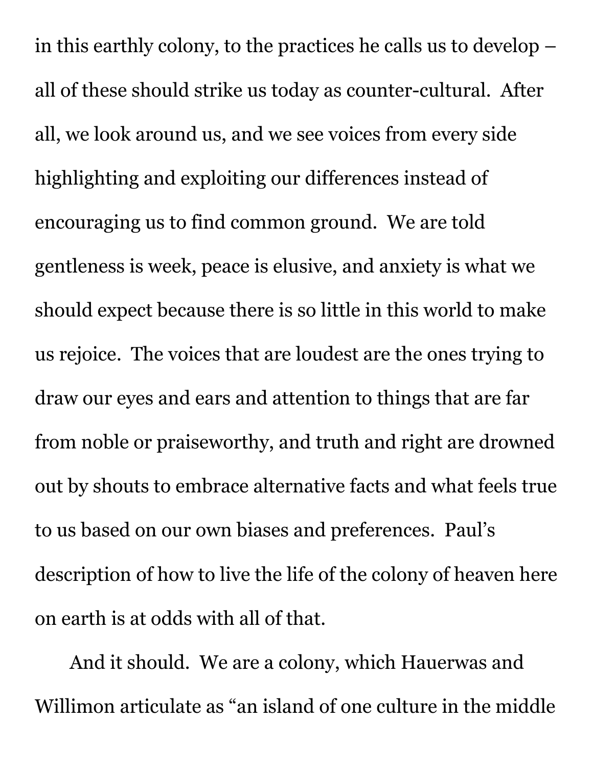in this earthly colony, to the practices he calls us to develop – all of these should strike us today as counter-cultural. After all, we look around us, and we see voices from every side highlighting and exploiting our differences instead of encouraging us to find common ground. We are told gentleness is week, peace is elusive, and anxiety is what we should expect because there is so little in this world to make us rejoice. The voices that are loudest are the ones trying to draw our eyes and ears and attention to things that are far from noble or praiseworthy, and truth and right are drowned out by shouts to embrace alternative facts and what feels true to us based on our own biases and preferences. Paul's description of how to live the life of the colony of heaven here on earth is at odds with all of that.

And it should. We are a colony, which Hauerwas and Willimon articulate as "an island of one culture in the middle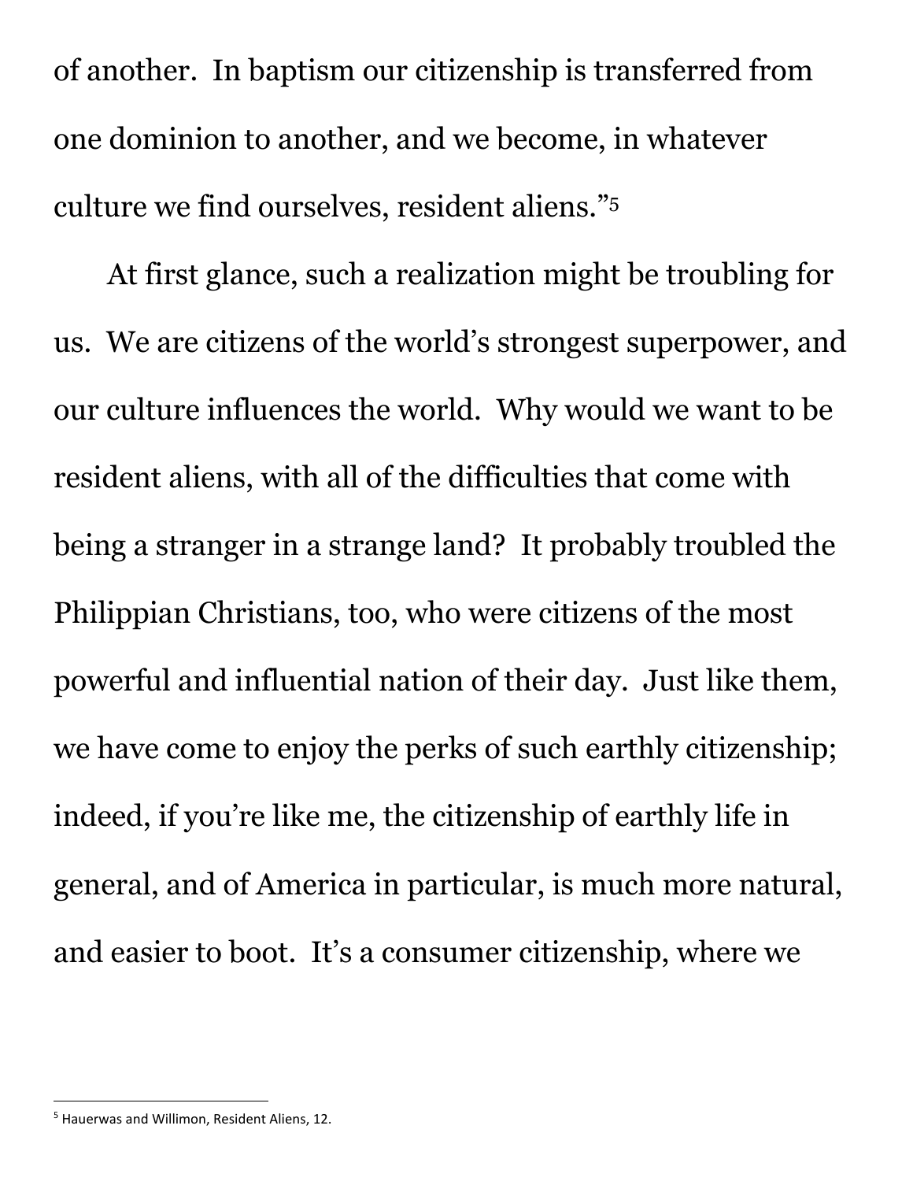of another. In baptism our citizenship is transferred from one dominion to another, and we become, in whatever culture we find ourselves, resident aliens."[5]

At first glance, such a realization might be troubling for us. We are citizens of the world's strongest superpower, and our culture influences the world. Why would we want to be resident aliens, with all of the difficulties that come with being a stranger in a strange land? It probably troubled the Philippian Christians, too, who were citizens of the most powerful and influential nation of their day. Just like them, we have come to enjoy the perks of such earthly citizenship; indeed, if you're like me, the citizenship of earthly life in general, and of America in particular, is much more natural, and easier to boot. It's a consumer citizenship, where we

---

[5] Hauerwas and Willimon, Resident Aliens, 12.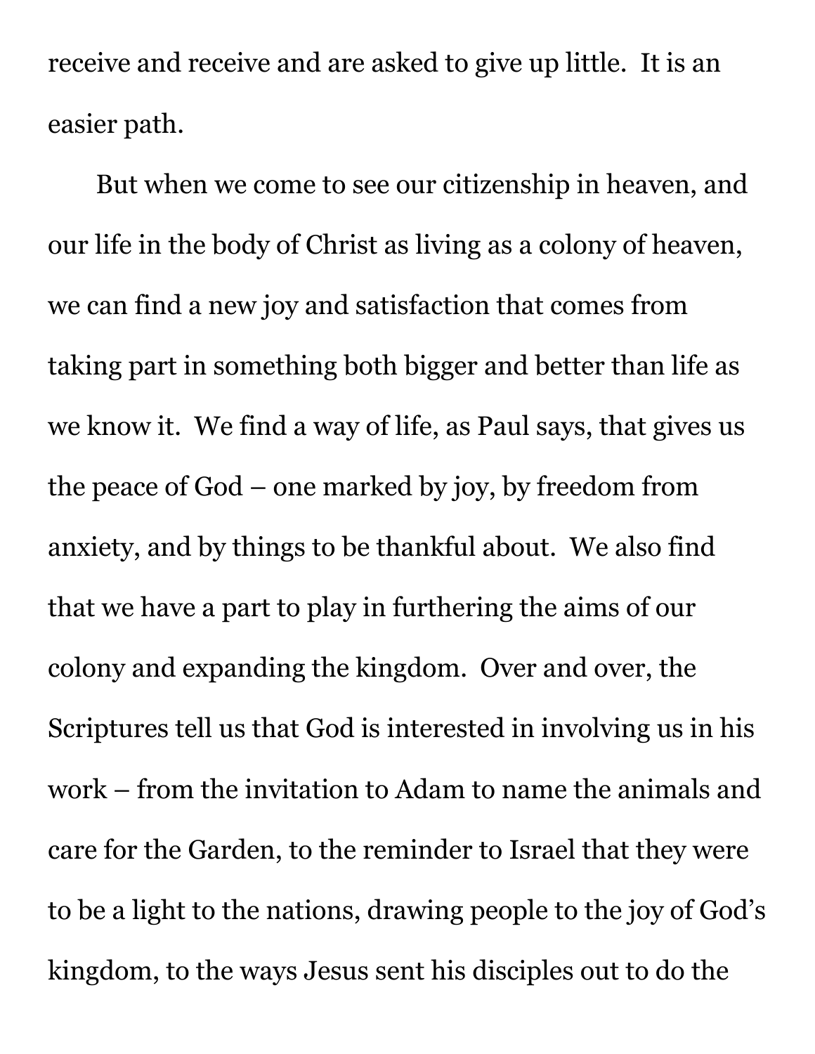receive and receive and are asked to give up little. It is an easier path.

But when we come to see our citizenship in heaven, and our life in the body of Christ as living as a colony of heaven, we can find a new joy and satisfaction that comes from taking part in something both bigger and better than life as we know it. We find a way of life, as Paul says, that gives us the peace of God – one marked by joy, by freedom from anxiety, and by things to be thankful about. We also find that we have a part to play in furthering the aims of our colony and expanding the kingdom. Over and over, the Scriptures tell us that God is interested in involving us in his work – from the invitation to Adam to name the animals and care for the Garden, to the reminder to Israel that they were to be a light to the nations, drawing people to the joy of God's kingdom, to the ways Jesus sent his disciples out to do the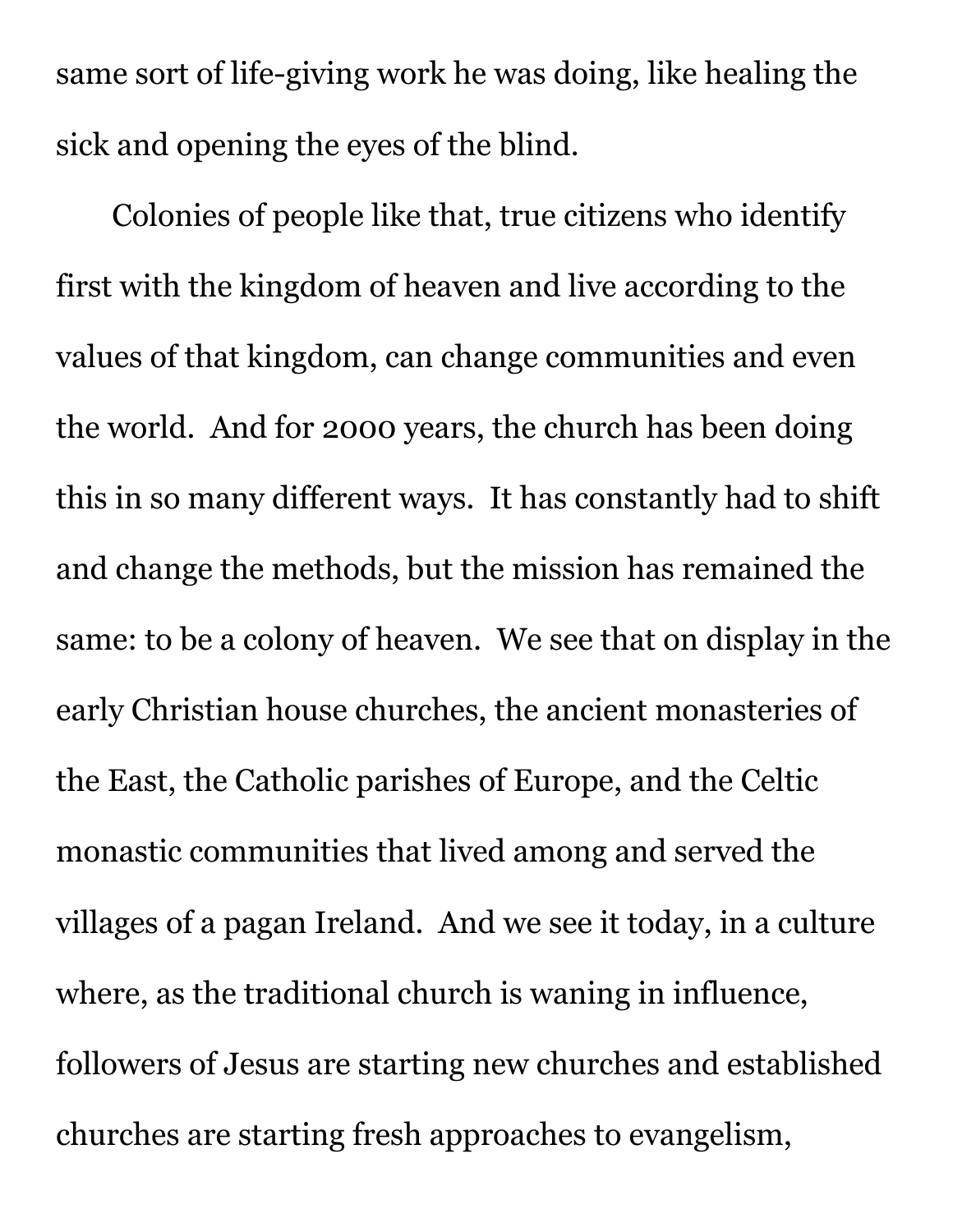same sort of life-giving work he was doing, like healing the sick and opening the eyes of the blind.

Colonies of people like that, true citizens who identify first with the kingdom of heaven and live according to the values of that kingdom, can change communities and even the world.  And for 2000 years, the church has been doing this in so many different ways.  It has constantly had to shift and change the methods, but the mission has remained the same: to be a colony of heaven.  We see that on display in the early Christian house churches, the ancient monasteries of the East, the Catholic parishes of Europe, and the Celtic monastic communities that lived among and served the villages of a pagan Ireland.  And we see it today, in a culture where, as the traditional church is waning in influence, followers of Jesus are starting new churches and established churches are starting fresh approaches to evangelism,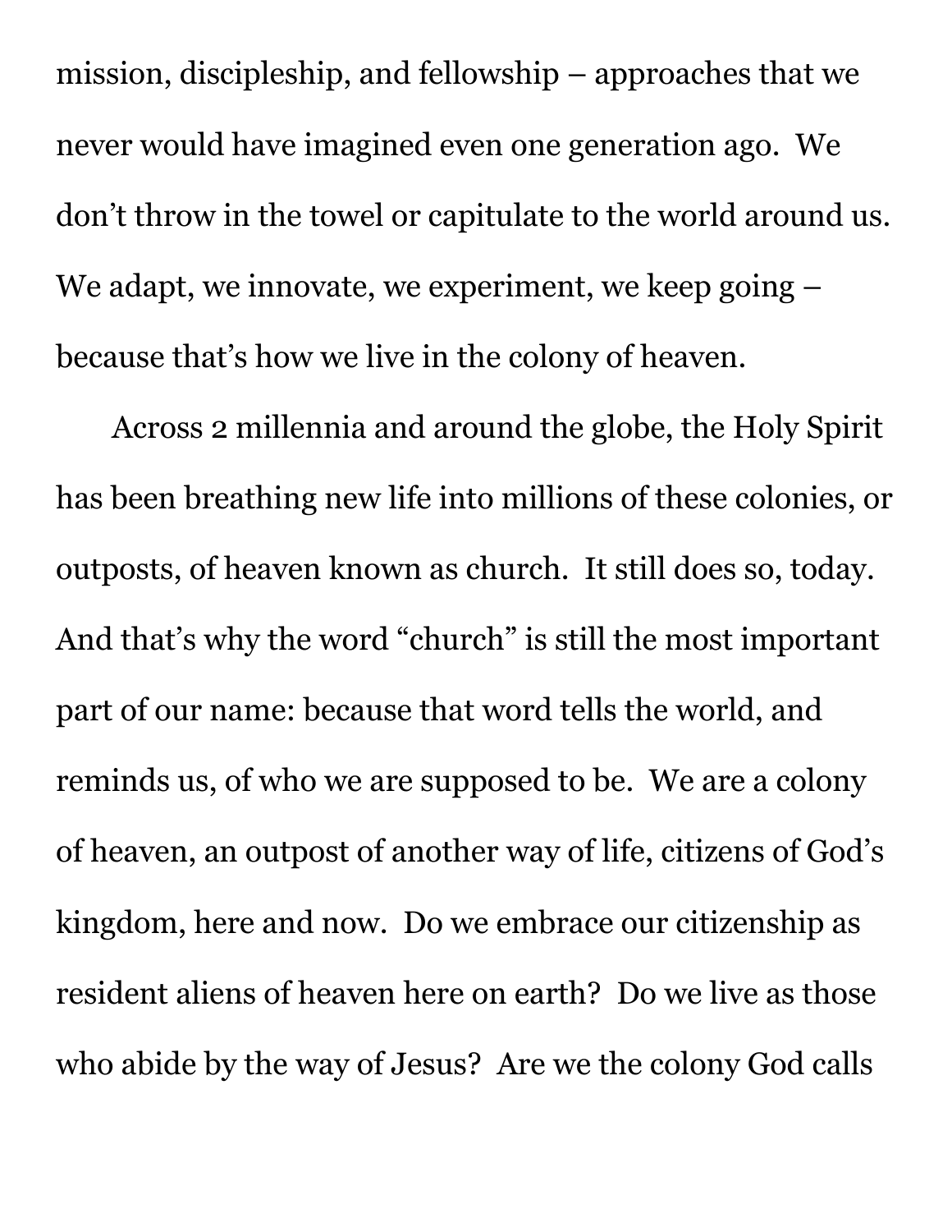mission, discipleship, and fellowship – approaches that we never would have imagined even one generation ago. We don't throw in the towel or capitulate to the world around us. We adapt, we innovate, we experiment, we keep going – because that's how we live in the colony of heaven.

Across 2 millennia and around the globe, the Holy Spirit has been breathing new life into millions of these colonies, or outposts, of heaven known as church. It still does so, today. And that's why the word "church" is still the most important part of our name: because that word tells the world, and reminds us, of who we are supposed to be. We are a colony of heaven, an outpost of another way of life, citizens of God's kingdom, here and now. Do we embrace our citizenship as resident aliens of heaven here on earth? Do we live as those who abide by the way of Jesus? Are we the colony God calls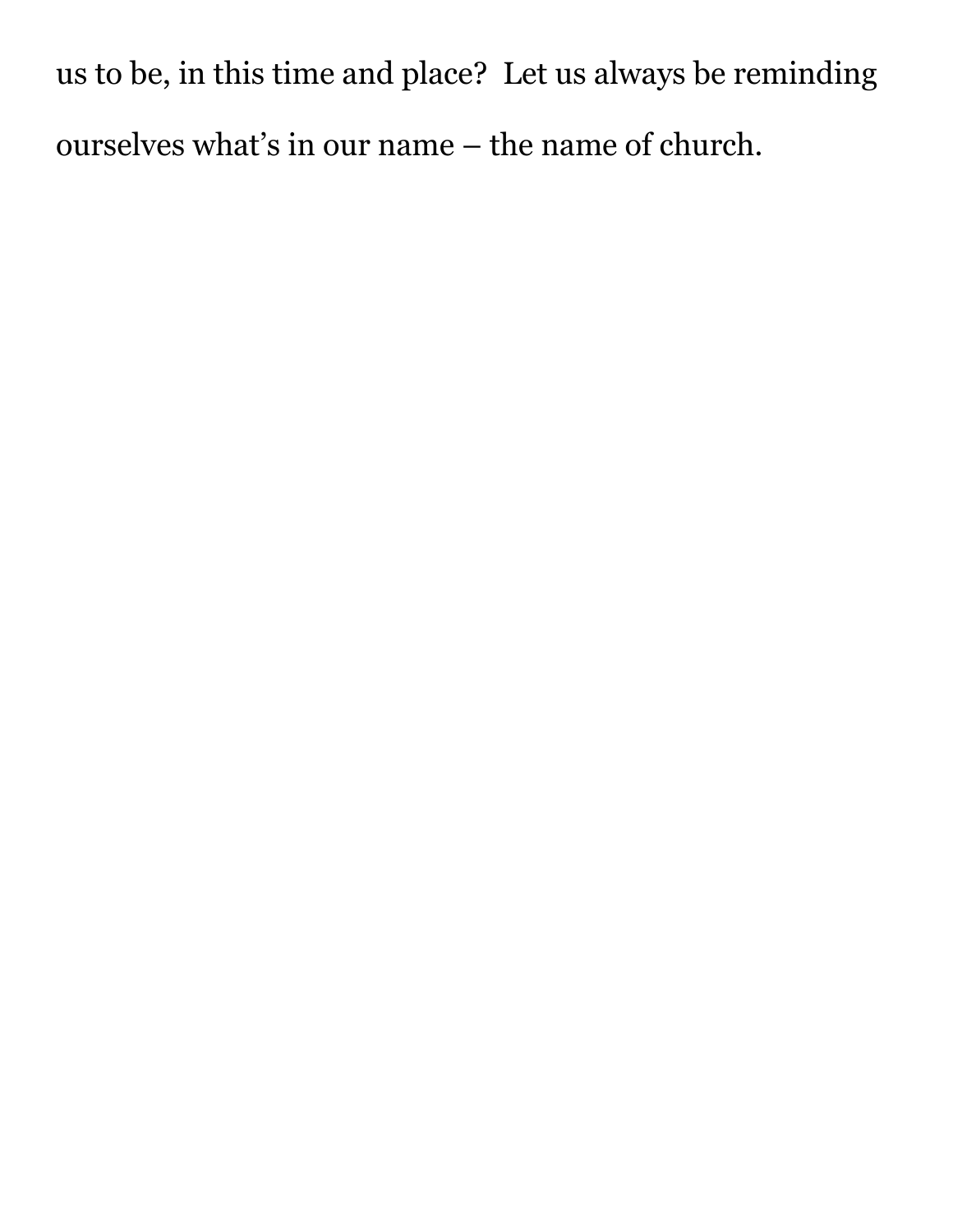us to be, in this time and place? Let us always be reminding ourselves what's in our name – the name of church.